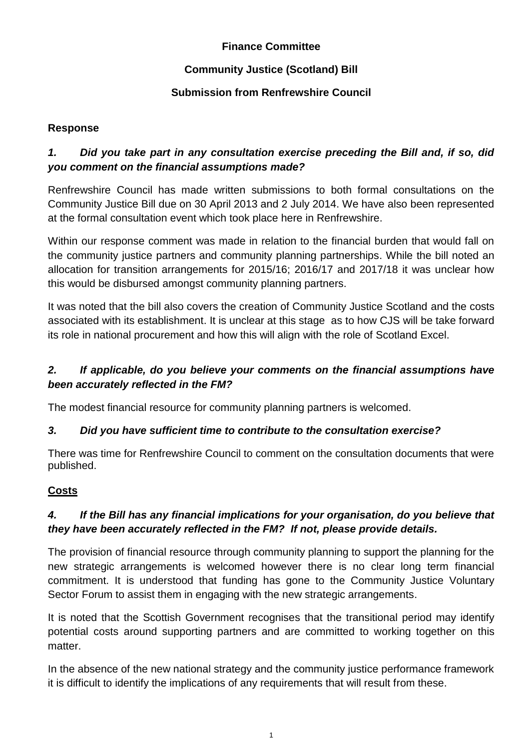**Finance Committee**

**Community Justice (Scotland) Bill**

**Submission from Renfrewshire Council**

**Response**

***1. Did you take part in any consultation exercise preceding the Bill and, if so, did you comment on the financial assumptions made?***

Renfrewshire Council has made written submissions to both formal consultations on the Community Justice Bill due on 30 April 2013 and 2 July 2014. We have also been represented at the formal consultation event which took place here in Renfrewshire.

Within our response comment was made in relation to the financial burden that would fall on the community justice partners and community planning partnerships. While the bill noted an allocation for transition arrangements for 2015/16; 2016/17 and 2017/18 it was unclear how this would be disbursed amongst community planning partners.

It was noted that the bill also covers the creation of Community Justice Scotland and the costs associated with its establishment. It is unclear at this stage as to how CJS will be take forward its role in national procurement and how this will align with the role of Scotland Excel.

***2. If applicable, do you believe your comments on the financial assumptions have been accurately reflected in the FM?***

The modest financial resource for community planning partners is welcomed.

***3. Did you have sufficient time to contribute to the consultation exercise?***

There was time for Renfrewshire Council to comment on the consultation documents that were published.

**Costs**

***4. If the Bill has any financial implications for your organisation, do you believe that they have been accurately reflected in the FM? If not, please provide details.***

The provision of financial resource through community planning to support the planning for the new strategic arrangements is welcomed however there is no clear long term financial commitment. It is understood that funding has gone to the Community Justice Voluntary Sector Forum to assist them in engaging with the new strategic arrangements.

It is noted that the Scottish Government recognises that the transitional period may identify potential costs around supporting partners and are committed to working together on this matter.

In the absence of the new national strategy and the community justice performance framework it is difficult to identify the implications of any requirements that will result from these.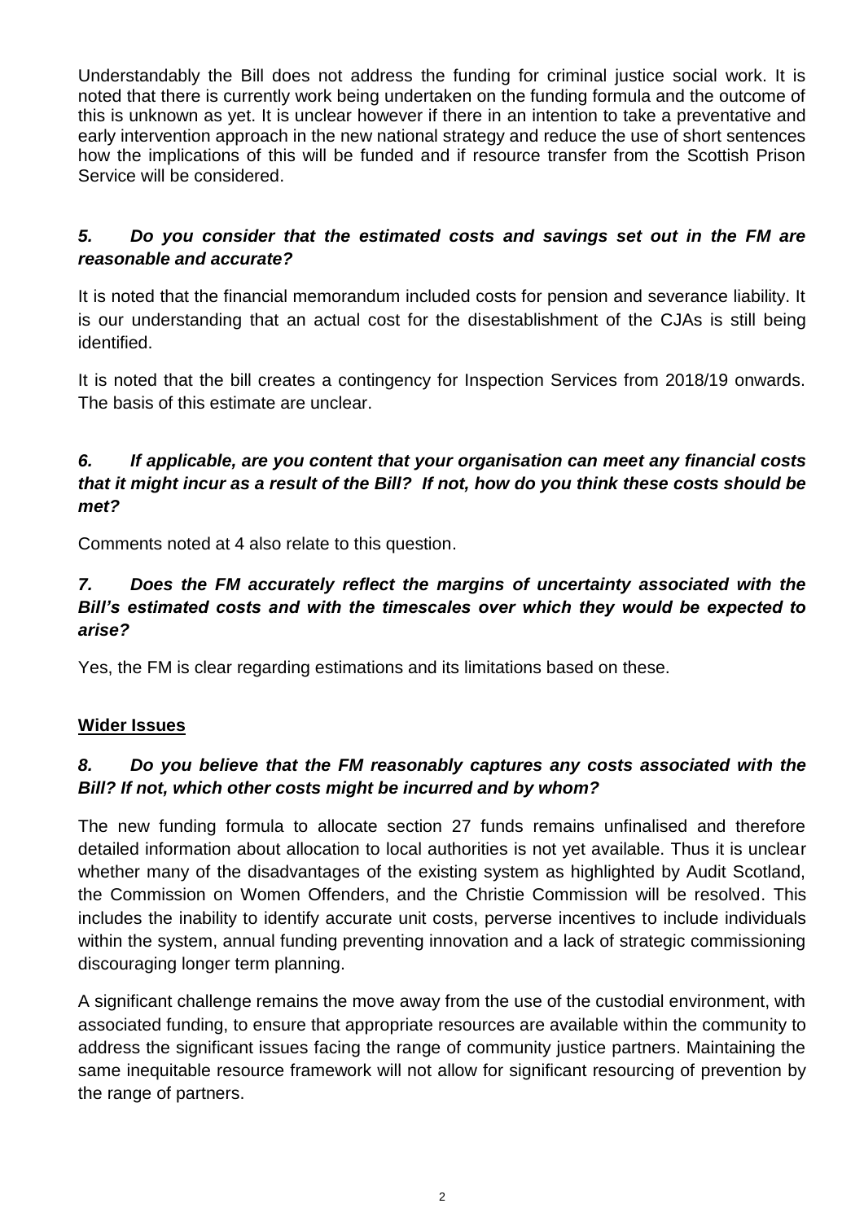Understandably the Bill does not address the funding for criminal justice social work. It is noted that there is currently work being undertaken on the funding formula and the outcome of this is unknown as yet. It is unclear however if there in an intention to take a preventative and early intervention approach in the new national strategy and reduce the use of short sentences how the implications of this will be funded and if resource transfer from the Scottish Prison Service will be considered.

***5. Do you consider that the estimated costs and savings set out in the FM are reasonable and accurate?***

It is noted that the financial memorandum included costs for pension and severance liability. It is our understanding that an actual cost for the disestablishment of the CJAs is still being identified.

It is noted that the bill creates a contingency for Inspection Services from 2018/19 onwards. The basis of this estimate are unclear.

***6. If applicable, are you content that your organisation can meet any financial costs that it might incur as a result of the Bill? If not, how do you think these costs should be met?***

Comments noted at 4 also relate to this question.

***7. Does the FM accurately reflect the margins of uncertainty associated with the Bill's estimated costs and with the timescales over which they would be expected to arise?***

Yes, the FM is clear regarding estimations and its limitations based on these.

**Wider Issues**

***8. Do you believe that the FM reasonably captures any costs associated with the Bill? If not, which other costs might be incurred and by whom?***

The new funding formula to allocate section 27 funds remains unfinalised and therefore detailed information about allocation to local authorities is not yet available. Thus it is unclear whether many of the disadvantages of the existing system as highlighted by Audit Scotland, the Commission on Women Offenders, and the Christie Commission will be resolved. This includes the inability to identify accurate unit costs, perverse incentives to include individuals within the system, annual funding preventing innovation and a lack of strategic commissioning discouraging longer term planning.

A significant challenge remains the move away from the use of the custodial environment, with associated funding, to ensure that appropriate resources are available within the community to address the significant issues facing the range of community justice partners. Maintaining the same inequitable resource framework will not allow for significant resourcing of prevention by the range of partners.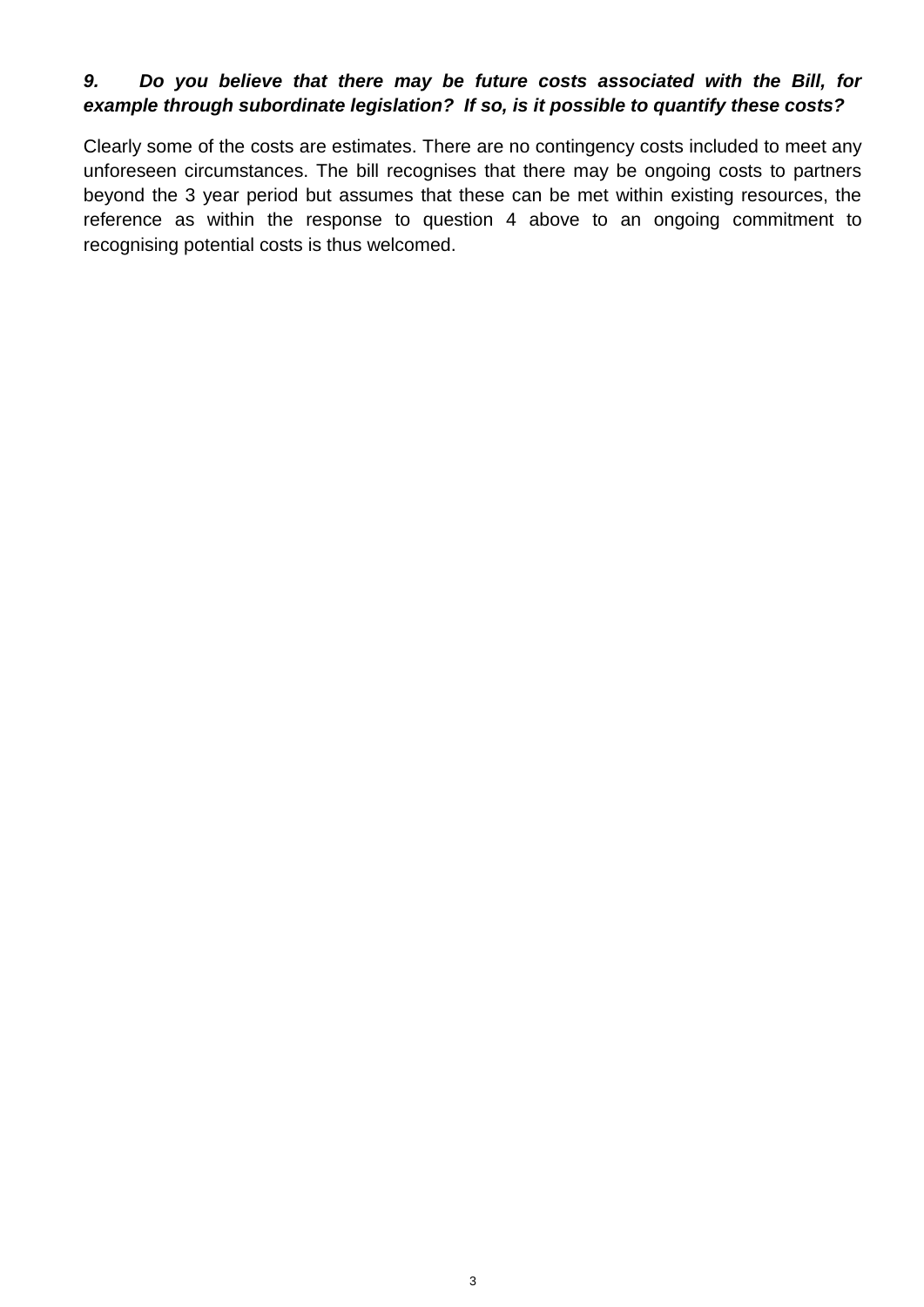***9. Do you believe that there may be future costs associated with the Bill, for example through subordinate legislation? If so, is it possible to quantify these costs?***

Clearly some of the costs are estimates. There are no contingency costs included to meet any unforeseen circumstances. The bill recognises that there may be ongoing costs to partners beyond the 3 year period but assumes that these can be met within existing resources, the reference as within the response to question 4 above to an ongoing commitment to recognising potential costs is thus welcomed.